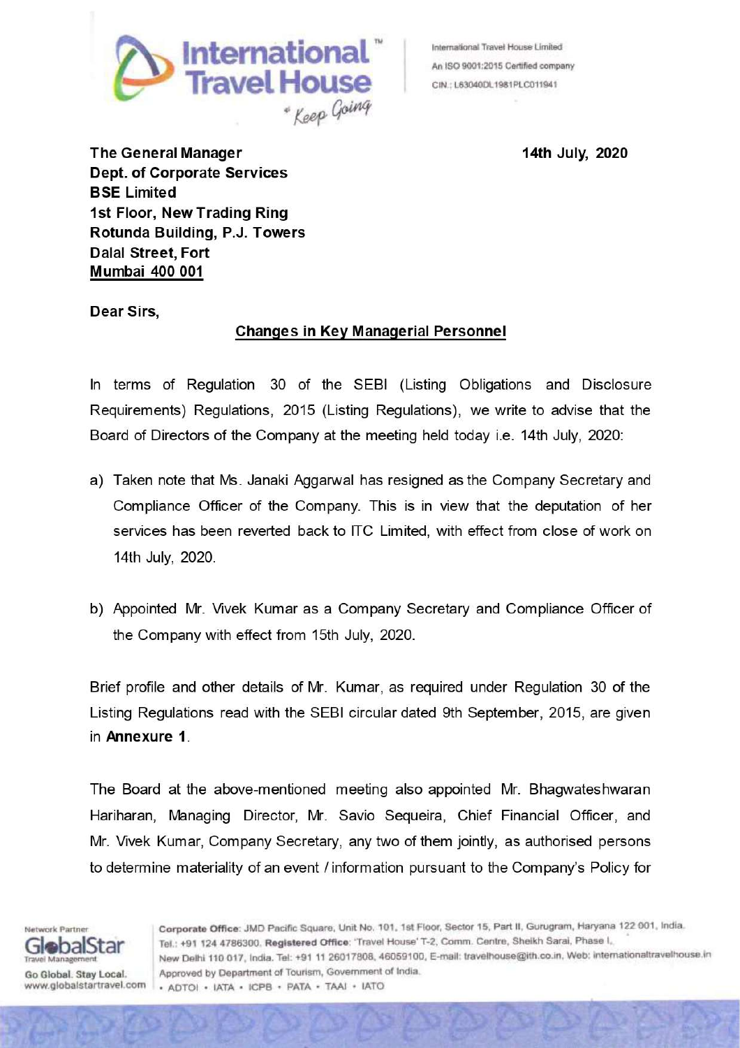International Travel House Limited
An ISO 9001:2015 Certified company
CIN.: L63040DL1981PLC011941

**The General Manager**
**Dept. of Corporate Services**
**BSE Limited**
**1st Floor, New Trading Ring**
**Rotunda Building, P.J. Towers**
**Dalal Street, Fort**
**Mumbai 400 001**

**14th July, 2020**

**Dear Sirs,**

**Changes in Key Managerial Personnel**

In terms of Regulation 30 of the SEBI (Listing Obligations and Disclosure Requirements) Regulations, 2015 (Listing Regulations), we write to advise that the Board of Directors of the Company at the meeting held today i.e. 14th July, 2020:

a) Taken note that Ms. Janaki Aggarwal has resigned as the Company Secretary and Compliance Officer of the Company. This is in view that the deputation of her services has been reverted back to ITC Limited, with effect from close of work on 14th July, 2020.

b) Appointed Mr. Vivek Kumar as a Company Secretary and Compliance Officer of the Company with effect from 15th July, 2020.

Brief profile and other details of Mr. Kumar, as required under Regulation 30 of the Listing Regulations read with the SEBI circular dated 9th September, 2015, are given in **Annexure 1**.

The Board at the above-mentioned meeting also appointed Mr. Bhagwateshwaran Hariharan, Managing Director, Mr. Savio Sequeira, Chief Financial Officer, and Mr. Vivek Kumar, Company Secretary, any two of them jointly, as authorised persons to determine materiality of an event / information pursuant to the Company's Policy for

Network Partner GlobalStar Travel Management
Go Global. Stay Local.
www.globalstartravel.com

**Corporate Office**: JMD Pacific Square, Unit No. 101, 1st Floor, Sector 15, Part II, Gurugram, Haryana 122 001, India. Tel.: +91 124 4786300. **Registered Office**: 'Travel House' T-2, Comm. Centre, Sheikh Sarai, Phase I, New Delhi 110 017, India. Tel: +91 11 26017808, 46059100, E-mail: travelhouse@ith.co.in, Web: internationaltravelhouse.in
Approved by Department of Tourism, Government of India.
• ADTOI • IATA • ICPB • PATA • TAAI • IATO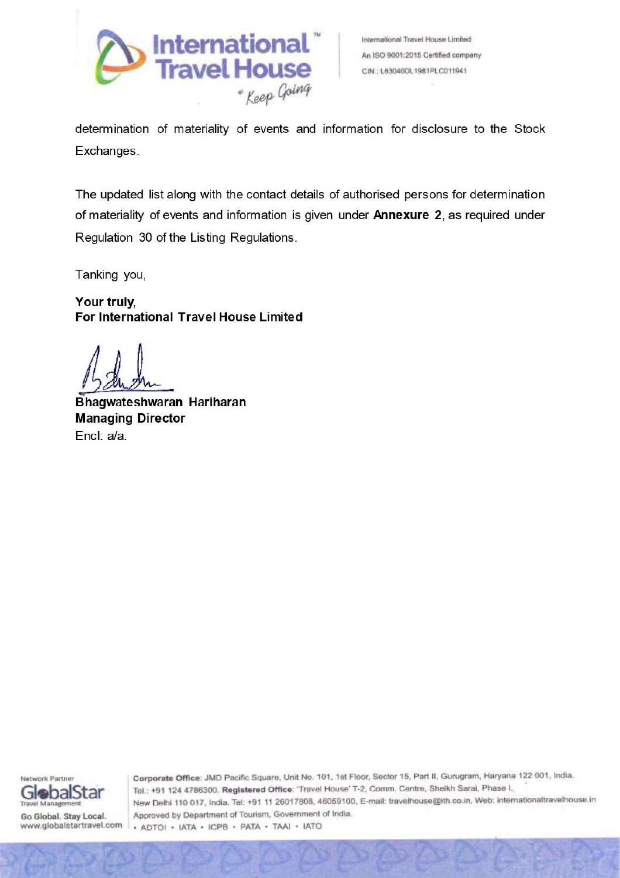determination of materiality of events and information for disclosure to the Stock Exchanges.

The updated list along with the contact details of authorised persons for determination of materiality of events and information is given under **Annexure 2**, as required under Regulation 30 of the Listing Regulations.

Tanking you,

**Your truly,**
**For International Travel House Limited**

**Bhagwateshwaran Hariharan**
**Managing Director**
Encl: a/a.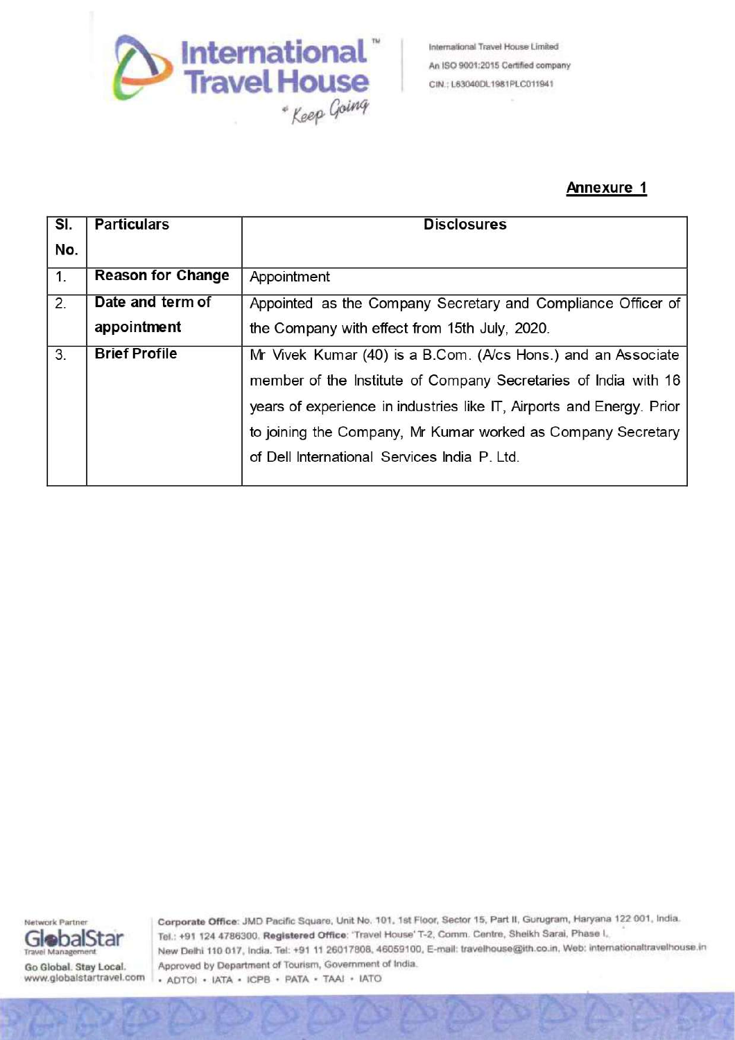**Annexure 1**

| Sl. No. | Particulars | Disclosures |
|---|---|---|
| 1. | **Reason for Change** | Appointment |
| 2. | **Date and term of appointment** | Appointed as the Company Secretary and Compliance Officer of the Company with effect from 15th July, 2020. |
| 3. | **Brief Profile** | Mr Vivek Kumar (40) is a B.Com. (A/cs Hons.) and an Associate member of the Institute of Company Secretaries of India with 16 years of experience in industries like IT, Airports and Energy. Prior to joining the Company, Mr Kumar worked as Company Secretary of Dell International Services India P. Ltd. |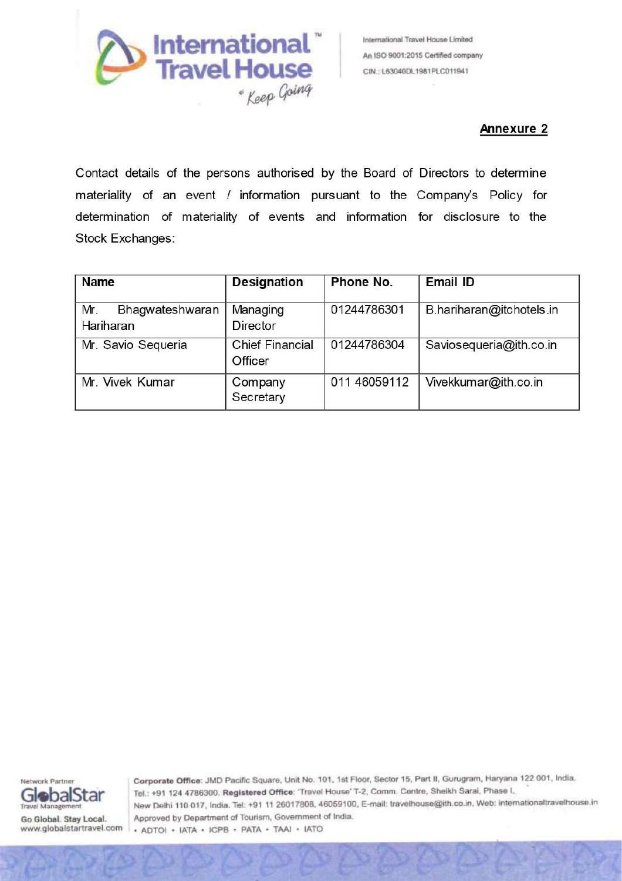**Annexure 2**

Contact details of the persons authorised by the Board of Directors to determine materiality of an event / information pursuant to the Company's Policy for determination of materiality of events and information for disclosure to the Stock Exchanges:

| Name | Designation | Phone No. | Email ID |
|---|---|---|---|
| Mr. Bhagwateshwaran Hariharan | Managing Director | 01244786301 | B.hariharan@itchotels.in |
| Mr. Savio Sequeria | Chief Financial Officer | 01244786304 | Saviosequeria@ith.co.in |
| Mr. Vivek Kumar | Company Secretary | 011 46059112 | Vivekkumar@ith.co.in |